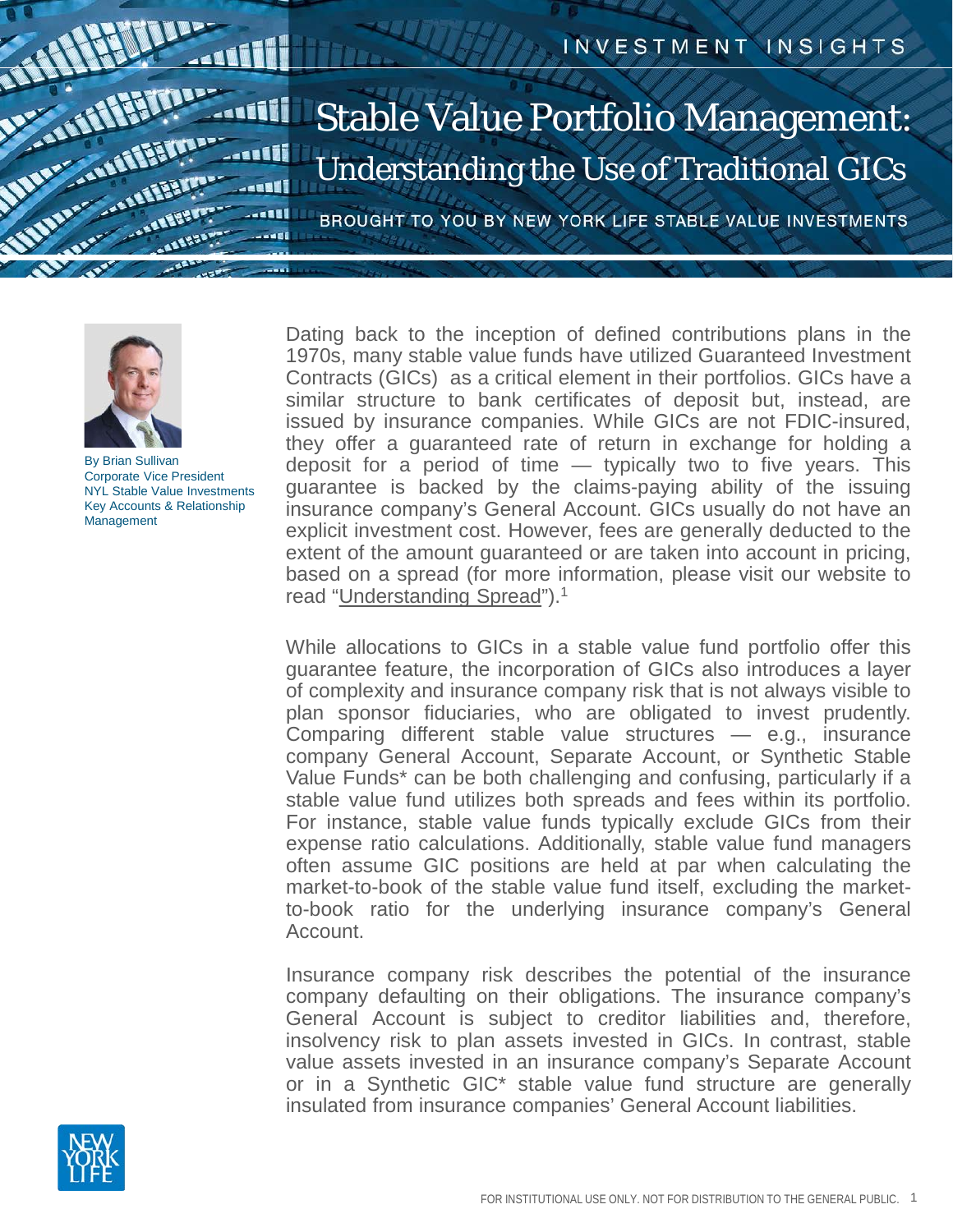INVESTMENT INSIGHTS

# Stable Value Portfolio Management:
## Understanding the Use of Traditional GICs

BROUGHT TO YOU BY NEW YORK LIFE STABLE VALUE INVESTMENTS

By Brian Sullivan
Corporate Vice President
NYL Stable Value Investments
Key Accounts & Relationship Management

Dating back to the inception of defined contributions plans in the 1970s, many stable value funds have utilized Guaranteed Investment Contracts (GICs) as a critical element in their portfolios. GICs have a similar structure to bank certificates of deposit but, instead, are issued by insurance companies. While GICs are not FDIC-insured, they offer a guaranteed rate of return in exchange for holding a deposit for a period of time — typically two to five years. This guarantee is backed by the claims-paying ability of the issuing insurance company's General Account. GICs usually do not have an explicit investment cost. However, fees are generally deducted to the extent of the amount guaranteed or are taken into account in pricing, based on a spread (for more information, please visit our website to read "Understanding Spread").[1]

While allocations to GICs in a stable value fund portfolio offer this guarantee feature, the incorporation of GICs also introduces a layer of complexity and insurance company risk that is not always visible to plan sponsor fiduciaries, who are obligated to invest prudently. Comparing different stable value structures — e.g., insurance company General Account, Separate Account, or Synthetic Stable Value Funds* can be both challenging and confusing, particularly if a stable value fund utilizes both spreads and fees within its portfolio. For instance, stable value funds typically exclude GICs from their expense ratio calculations. Additionally, stable value fund managers often assume GIC positions are held at par when calculating the market-to-book of the stable value fund itself, excluding the market-to-book ratio for the underlying insurance company's General Account.

Insurance company risk describes the potential of the insurance company defaulting on their obligations. The insurance company's General Account is subject to creditor liabilities and, therefore, insolvency risk to plan assets invested in GICs. In contrast, stable value assets invested in an insurance company's Separate Account or in a Synthetic GIC* stable value fund structure are generally insulated from insurance companies' General Account liabilities.

FOR INSTITUTIONAL USE ONLY. NOT FOR DISTRIBUTION TO THE GENERAL PUBLIC.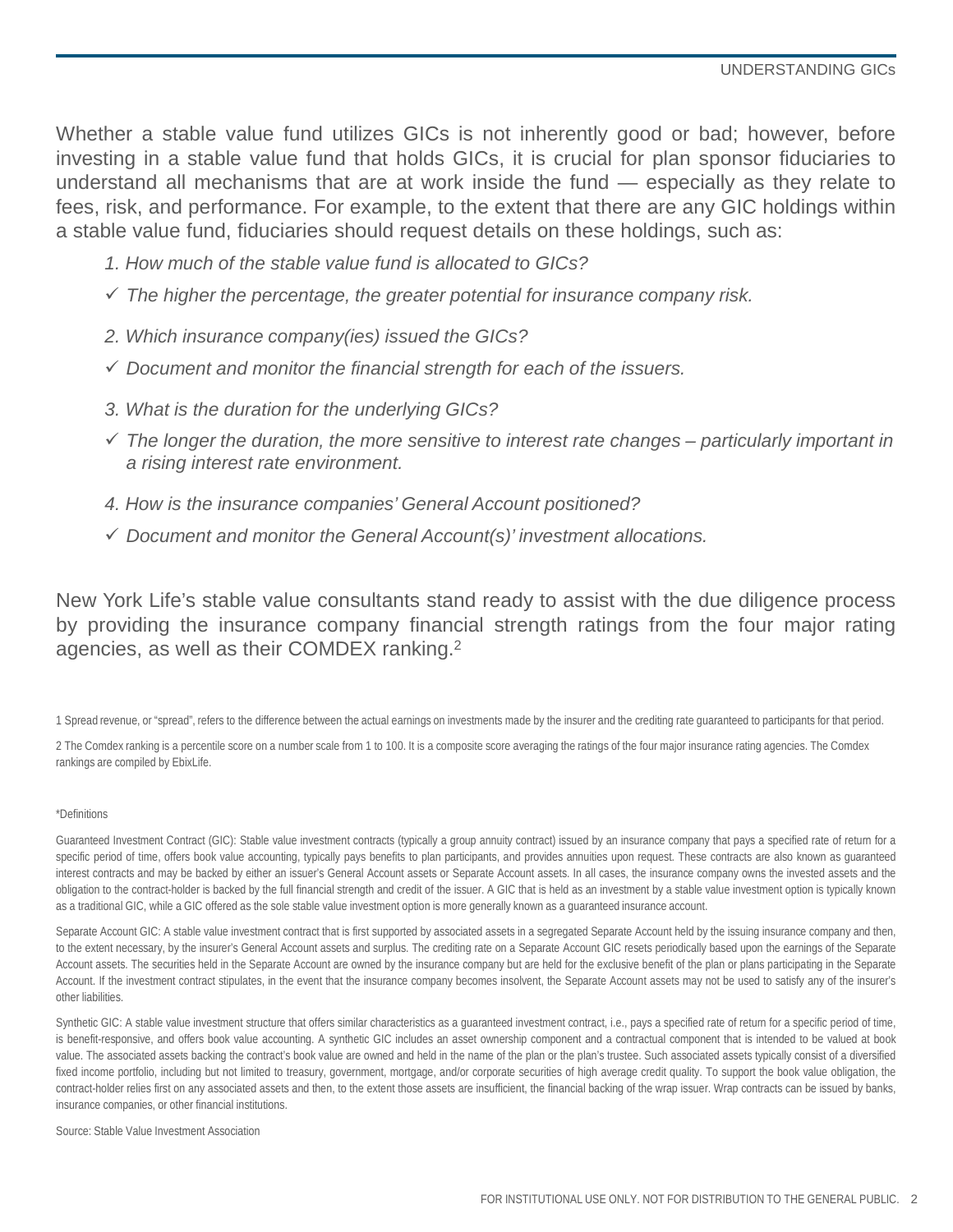Whether a stable value fund utilizes GICs is not inherently good or bad; however, before investing in a stable value fund that holds GICs, it is crucial for plan sponsor fiduciaries to understand all mechanisms that are at work inside the fund — especially as they relate to fees, risk, and performance. For example, to the extent that there are any GIC holdings within a stable value fund, fiduciaries should request details on these holdings, such as:

*1. How much of the stable value fund is allocated to GICs?*

- ✓ *The higher the percentage, the greater potential for insurance company risk.*

*2. Which insurance company(ies) issued the GICs?*

- ✓ *Document and monitor the financial strength for each of the issuers.*

*3. What is the duration for the underlying GICs?*

- ✓ *The longer the duration, the more sensitive to interest rate changes – particularly important in a rising interest rate environment.*

*4. How is the insurance companies' General Account positioned?*

- ✓ *Document and monitor the General Account(s)' investment allocations.*

New York Life's stable value consultants stand ready to assist with the due diligence process by providing the insurance company financial strength ratings from the four major rating agencies, as well as their COMDEX ranking.[2]

1 Spread revenue, or "spread", refers to the difference between the actual earnings on investments made by the insurer and the crediting rate guaranteed to participants for that period.

2 The Comdex ranking is a percentile score on a number scale from 1 to 100. It is a composite score averaging the ratings of the four major insurance rating agencies. The Comdex rankings are compiled by EbixLife.

*Definitions

Guaranteed Investment Contract (GIC): Stable value investment contracts (typically a group annuity contract) issued by an insurance company that pays a specified rate of return for a specific period of time, offers book value accounting, typically pays benefits to plan participants, and provides annuities upon request. These contracts are also known as guaranteed interest contracts and may be backed by either an issuer's General Account assets or Separate Account assets. In all cases, the insurance company owns the invested assets and the obligation to the contract-holder is backed by the full financial strength and credit of the issuer. A GIC that is held as an investment by a stable value investment option is typically known as a traditional GIC, while a GIC offered as the sole stable value investment option is more generally known as a guaranteed insurance account.

Separate Account GIC: A stable value investment contract that is first supported by associated assets in a segregated Separate Account held by the issuing insurance company and then, to the extent necessary, by the insurer's General Account assets and surplus. The crediting rate on a Separate Account GIC resets periodically based upon the earnings of the Separate Account assets. The securities held in the Separate Account are owned by the insurance company but are held for the exclusive benefit of the plan or plans participating in the Separate Account. If the investment contract stipulates, in the event that the insurance company becomes insolvent, the Separate Account assets may not be used to satisfy any of the insurer's other liabilities.

Synthetic GIC: A stable value investment structure that offers similar characteristics as a guaranteed investment contract, i.e., pays a specified rate of return for a specific period of time, is benefit-responsive, and offers book value accounting. A synthetic GIC includes an asset ownership component and a contractual component that is intended to be valued at book value. The associated assets backing the contract's book value are owned and held in the name of the plan or the plan's trustee. Such associated assets typically consist of a diversified fixed income portfolio, including but not limited to treasury, government, mortgage, and/or corporate securities of high average credit quality. To support the book value obligation, the contract-holder relies first on any associated assets and then, to the extent those assets are insufficient, the financial backing of the wrap issuer. Wrap contracts can be issued by banks, insurance companies, or other financial institutions.

Source: Stable Value Investment Association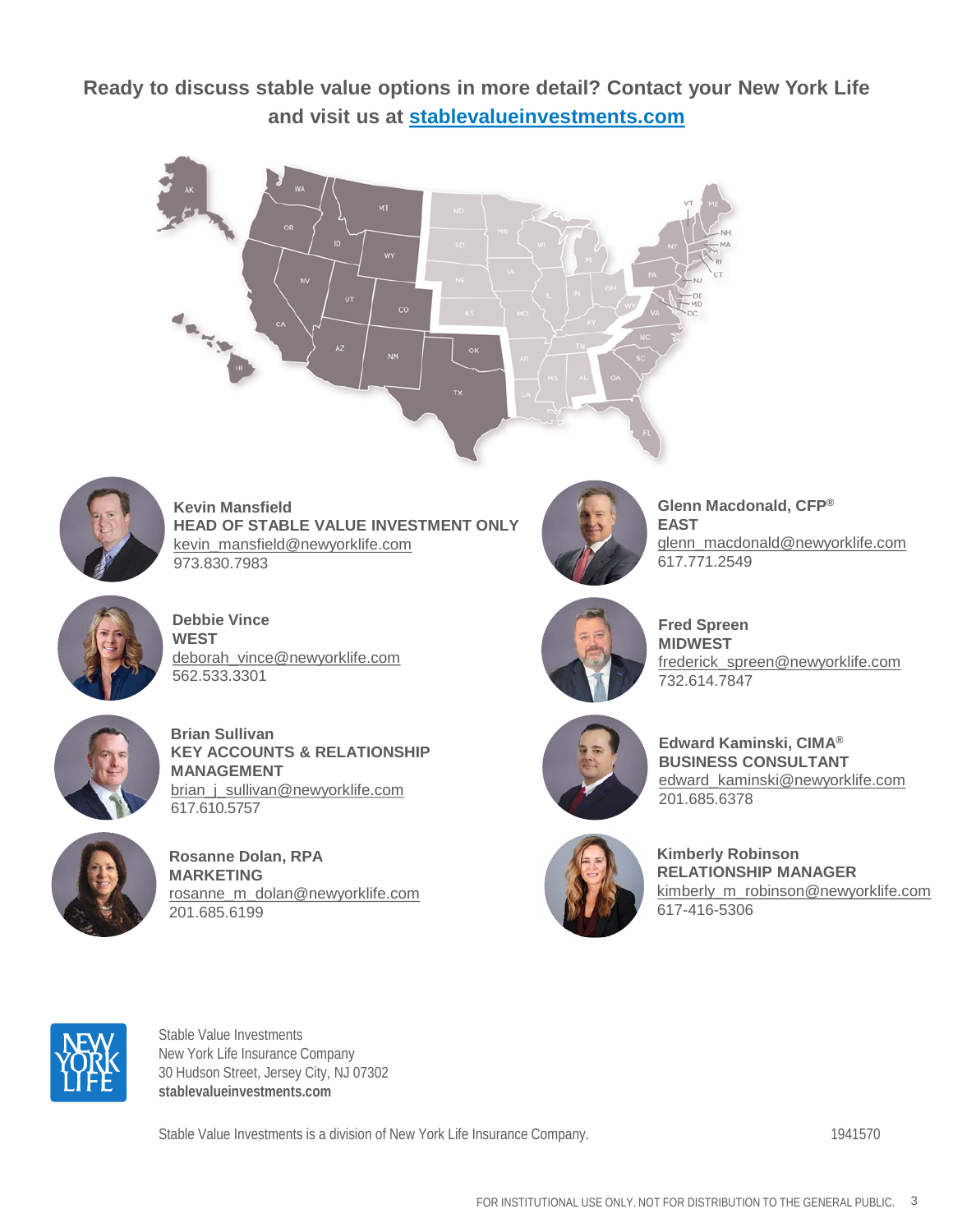**Ready to discuss stable value options in more detail? Contact your New York Life and visit us at [stablevalueinvestments.com](https://stablevalueinvestments.com)**

AK
WA
OR
MT
ID
WY
NV
UT
CO
CA
AZ
NM
HI
ND
SD
NE
KS
OK
TX
MN
WI
IA
MO
AR
LA
MS
AL
IL
IN
MI
OH
KY
TN
WV
VA
NC
SC
GA
FL
PA
NY
VT
ME
NH
MA
RI
CT
NJ
DE
MD
DC

**Kevin Mansfield**
**HEAD OF STABLE VALUE INVESTMENT ONLY**
kevin_mansfield@newyorklife.com
973.830.7983

**Glenn Macdonald, CFP®**
**EAST**
glenn_macdonald@newyorklife.com
617.771.2549

**Debbie Vince**
**WEST**
deborah_vince@newyorklife.com
562.533.3301

**Fred Spreen**
**MIDWEST**
frederick_spreen@newyorklife.com
732.614.7847

**Brian Sullivan**
**KEY ACCOUNTS & RELATIONSHIP MANAGEMENT**
brian_j_sullivan@newyorklife.com
617.610.5757

**Edward Kaminski, CIMA®**
**BUSINESS CONSULTANT**
edward_kaminski@newyorklife.com
201.685.6378

**Rosanne Dolan, RPA**
**MARKETING**
rosanne_m_dolan@newyorklife.com
201.685.6199

**Kimberly Robinson**
**RELATIONSHIP MANAGER**
kimberly_m_robinson@newyorklife.com
617-416-5306

NEW YORK LIFE

Stable Value Investments
New York Life Insurance Company
30 Hudson Street, Jersey City, NJ 07302
**stablevalueinvestments.com**

Stable Value Investments is a division of New York Life Insurance Company.

1941570

FOR INSTITUTIONAL USE ONLY. NOT FOR DISTRIBUTION TO THE GENERAL PUBLIC.